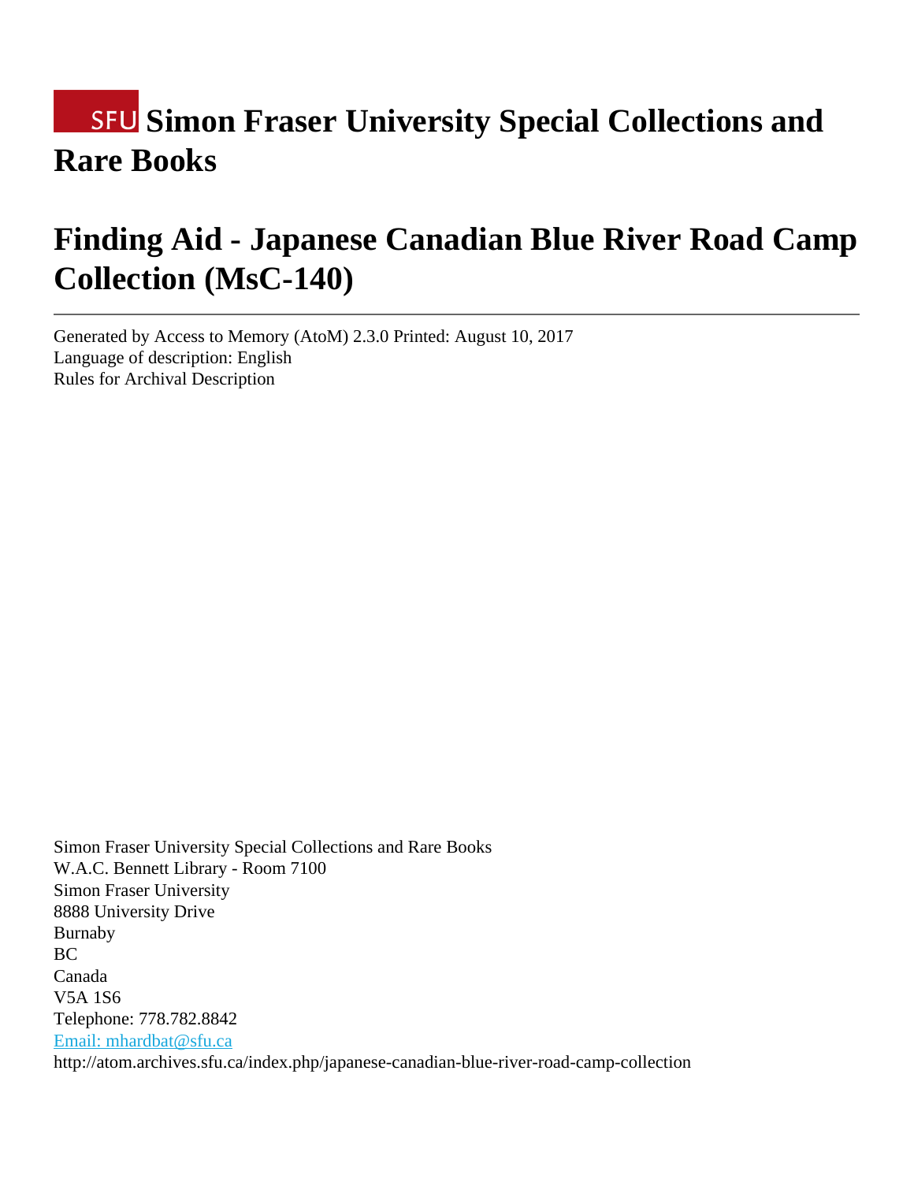# SFU Simon Fraser University Special Collections and Rare Books

# Finding Aid - Japanese Canadian Blue River Road Camp Collection (MsC-140)

---

Generated by Access to Memory (AtoM) 2.3.0 Printed: August 10, 2017
Language of description: English
Rules for Archival Description

Simon Fraser University Special Collections and Rare Books
W.A.C. Bennett Library - Room 7100
Simon Fraser University
8888 University Drive
Burnaby
BC
Canada
V5A 1S6
Telephone: 778.782.8842
Email: mhardbat@sfu.ca
http://atom.archives.sfu.ca/index.php/japanese-canadian-blue-river-road-camp-collection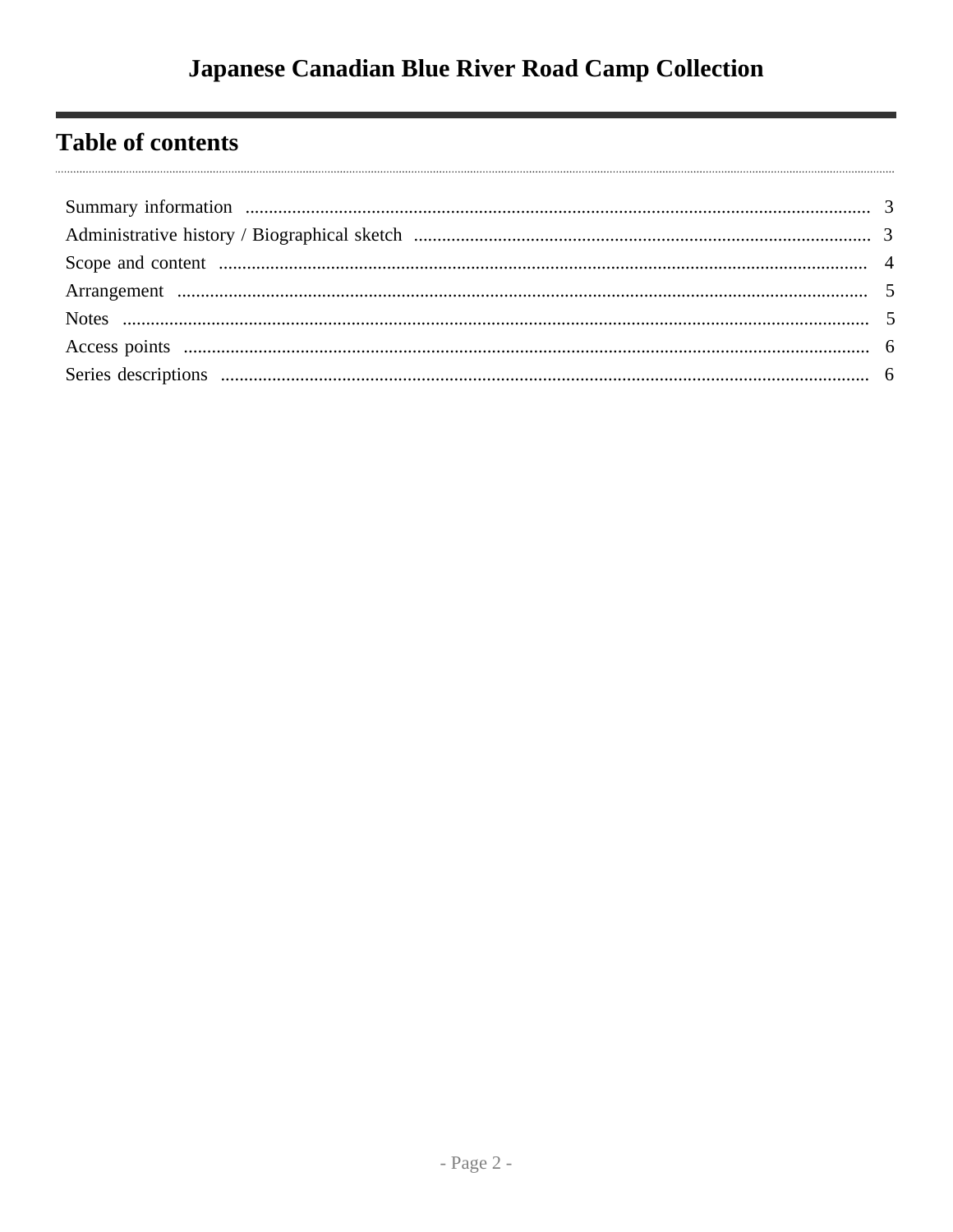## Table of contents

- Summary information ........ 3
- Administrative history / Biographical sketch ........ 3
- Scope and content ........ 4
- Arrangement ........ 5
- Notes ........ 5
- Access points ........ 6
- Series descriptions ........ 6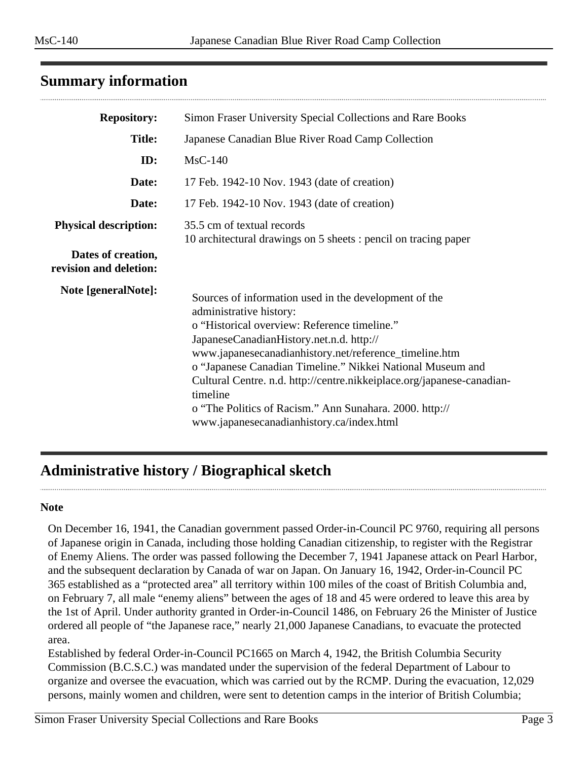## Summary information

| | |
|---|---|
| **Repository:** | Simon Fraser University Special Collections and Rare Books |
| **Title:** | Japanese Canadian Blue River Road Camp Collection |
| **ID:** | MsC-140 |
| **Date:** | 17 Feb. 1942-10 Nov. 1943 (date of creation) |
| **Date:** | 17 Feb. 1942-10 Nov. 1943 (date of creation) |
| **Physical description:** | 35.5 cm of textual records<br>10 architectural drawings on 5 sheets : pencil on tracing paper |
| **Dates of creation, revision and deletion:** | |
| **Note [generalNote]:** | Sources of information used in the development of the administrative history:<br>o "Historical overview: Reference timeline." JapaneseCanadianHistory.net.n.d. http://www.japanesecanadianhistory.net/reference_timeline.htm<br>o "Japanese Canadian Timeline." Nikkei National Museum and Cultural Centre. n.d. http://centre.nikkeiplace.org/japanese-canadian-timeline<br>o "The Politics of Racism." Ann Sunahara. 2000. http://www.japanesecanadianhistory.ca/index.html |

## Administrative history / Biographical sketch

**Note**

On December 16, 1941, the Canadian government passed Order-in-Council PC 9760, requiring all persons of Japanese origin in Canada, including those holding Canadian citizenship, to register with the Registrar of Enemy Aliens. The order was passed following the December 7, 1941 Japanese attack on Pearl Harbor, and the subsequent declaration by Canada of war on Japan. On January 16, 1942, Order-in-Council PC 365 established as a "protected area" all territory within 100 miles of the coast of British Columbia and, on February 7, all male "enemy aliens" between the ages of 18 and 45 were ordered to leave this area by the 1st of April. Under authority granted in Order-in-Council 1486, on February 26 the Minister of Justice ordered all people of "the Japanese race," nearly 21,000 Japanese Canadians, to evacuate the protected area.

Established by federal Order-in-Council PC1665 on March 4, 1942, the British Columbia Security Commission (B.C.S.C.) was mandated under the supervision of the federal Department of Labour to organize and oversee the evacuation, which was carried out by the RCMP. During the evacuation, 12,029 persons, mainly women and children, were sent to detention camps in the interior of British Columbia;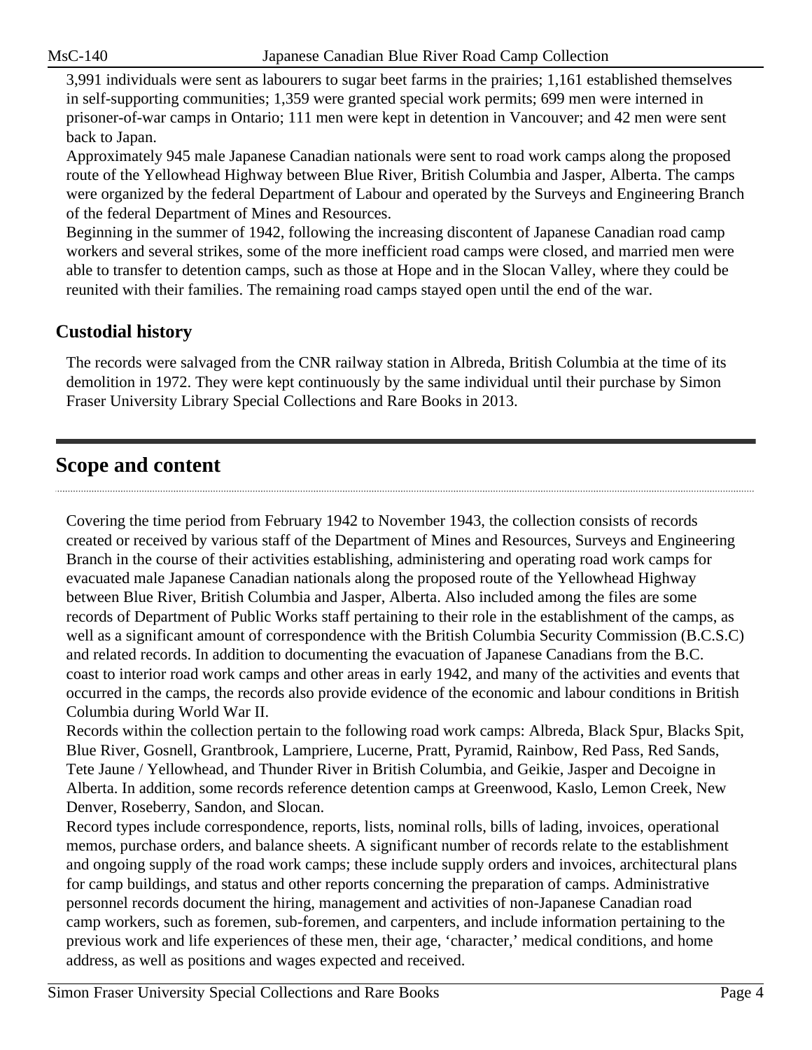3,991 individuals were sent as labourers to sugar beet farms in the prairies; 1,161 established themselves in self-supporting communities; 1,359 were granted special work permits; 699 men were interned in prisoner-of-war camps in Ontario; 111 men were kept in detention in Vancouver; and 42 men were sent back to Japan.

Approximately 945 male Japanese Canadian nationals were sent to road work camps along the proposed route of the Yellowhead Highway between Blue River, British Columbia and Jasper, Alberta. The camps were organized by the federal Department of Labour and operated by the Surveys and Engineering Branch of the federal Department of Mines and Resources.

Beginning in the summer of 1942, following the increasing discontent of Japanese Canadian road camp workers and several strikes, some of the more inefficient road camps were closed, and married men were able to transfer to detention camps, such as those at Hope and in the Slocan Valley, where they could be reunited with their families. The remaining road camps stayed open until the end of the war.

### Custodial history

The records were salvaged from the CNR railway station in Albreda, British Columbia at the time of its demolition in 1972. They were kept continuously by the same individual until their purchase by Simon Fraser University Library Special Collections and Rare Books in 2013.

## Scope and content

Covering the time period from February 1942 to November 1943, the collection consists of records created or received by various staff of the Department of Mines and Resources, Surveys and Engineering Branch in the course of their activities establishing, administering and operating road work camps for evacuated male Japanese Canadian nationals along the proposed route of the Yellowhead Highway between Blue River, British Columbia and Jasper, Alberta. Also included among the files are some records of Department of Public Works staff pertaining to their role in the establishment of the camps, as well as a significant amount of correspondence with the British Columbia Security Commission (B.C.S.C) and related records. In addition to documenting the evacuation of Japanese Canadians from the B.C. coast to interior road work camps and other areas in early 1942, and many of the activities and events that occurred in the camps, the records also provide evidence of the economic and labour conditions in British Columbia during World War II.

Records within the collection pertain to the following road work camps: Albreda, Black Spur, Blacks Spit, Blue River, Gosnell, Grantbrook, Lampriere, Lucerne, Pratt, Pyramid, Rainbow, Red Pass, Red Sands, Tete Jaune / Yellowhead, and Thunder River in British Columbia, and Geikie, Jasper and Decoigne in Alberta. In addition, some records reference detention camps at Greenwood, Kaslo, Lemon Creek, New Denver, Roseberry, Sandon, and Slocan.

Record types include correspondence, reports, lists, nominal rolls, bills of lading, invoices, operational memos, purchase orders, and balance sheets. A significant number of records relate to the establishment and ongoing supply of the road work camps; these include supply orders and invoices, architectural plans for camp buildings, and status and other reports concerning the preparation of camps. Administrative personnel records document the hiring, management and activities of non-Japanese Canadian road camp workers, such as foremen, sub-foremen, and carpenters, and include information pertaining to the previous work and life experiences of these men, their age, 'character,' medical conditions, and home address, as well as positions and wages expected and received.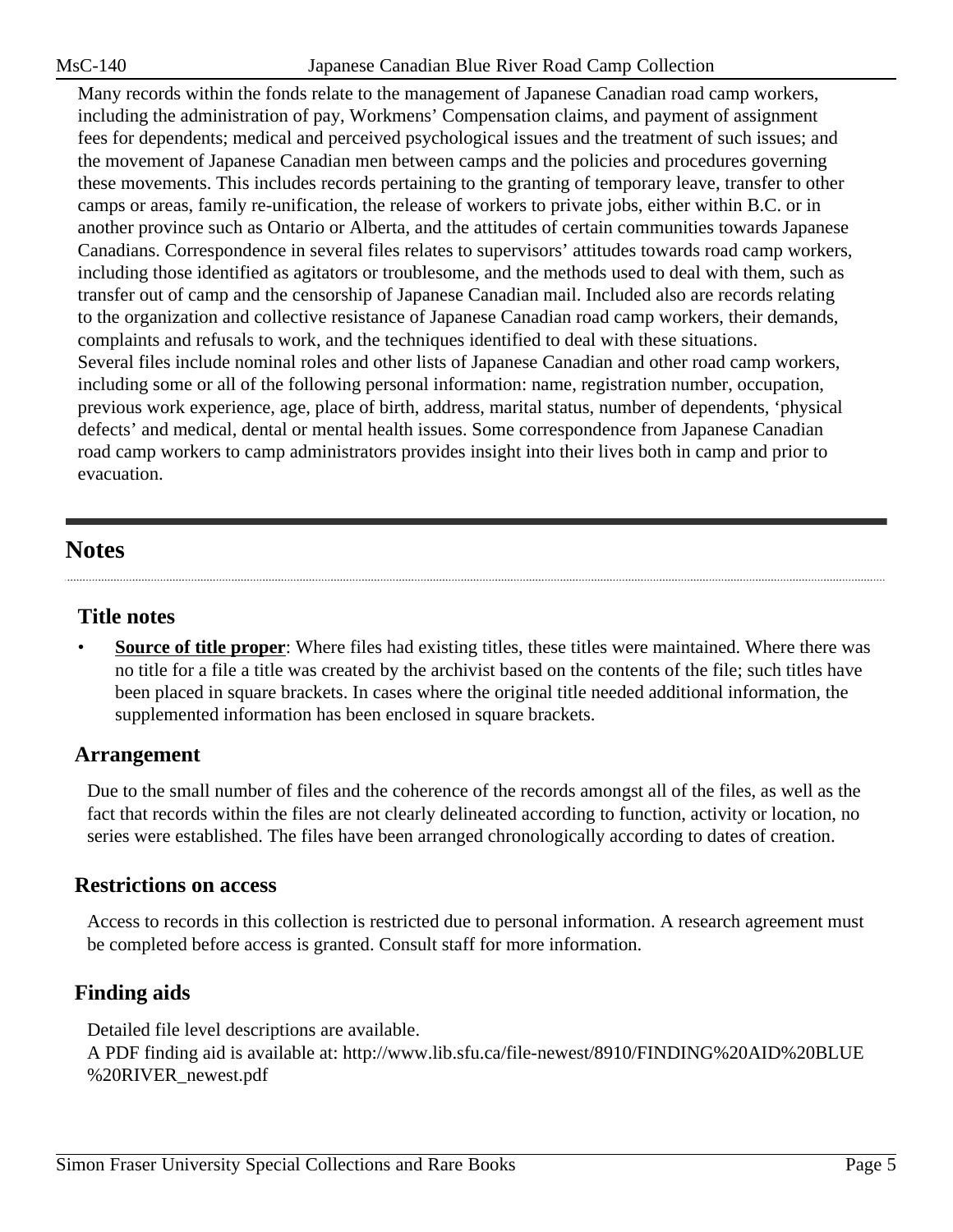Many records within the fonds relate to the management of Japanese Canadian road camp workers, including the administration of pay, Workmens' Compensation claims, and payment of assignment fees for dependents; medical and perceived psychological issues and the treatment of such issues; and the movement of Japanese Canadian men between camps and the policies and procedures governing these movements. This includes records pertaining to the granting of temporary leave, transfer to other camps or areas, family re-unification, the release of workers to private jobs, either within B.C. or in another province such as Ontario or Alberta, and the attitudes of certain communities towards Japanese Canadians. Correspondence in several files relates to supervisors' attitudes towards road camp workers, including those identified as agitators or troublesome, and the methods used to deal with them, such as transfer out of camp and the censorship of Japanese Canadian mail. Included also are records relating to the organization and collective resistance of Japanese Canadian road camp workers, their demands, complaints and refusals to work, and the techniques identified to deal with these situations.
Several files include nominal roles and other lists of Japanese Canadian and other road camp workers, including some or all of the following personal information: name, registration number, occupation, previous work experience, age, place of birth, address, marital status, number of dependents, 'physical defects' and medical, dental or mental health issues. Some correspondence from Japanese Canadian road camp workers to camp administrators provides insight into their lives both in camp and prior to evacuation.

## Notes

### Title notes

- **Source of title proper**: Where files had existing titles, these titles were maintained. Where there was no title for a file a title was created by the archivist based on the contents of the file; such titles have been placed in square brackets. In cases where the original title needed additional information, the supplemented information has been enclosed in square brackets.

### Arrangement

Due to the small number of files and the coherence of the records amongst all of the files, as well as the fact that records within the files are not clearly delineated according to function, activity or location, no series were established. The files have been arranged chronologically according to dates of creation.

### Restrictions on access

Access to records in this collection is restricted due to personal information. A research agreement must be completed before access is granted. Consult staff for more information.

### Finding aids

Detailed file level descriptions are available.
A PDF finding aid is available at: http://www.lib.sfu.ca/file-newest/8910/FINDING%20AID%20BLUE%20RIVER_newest.pdf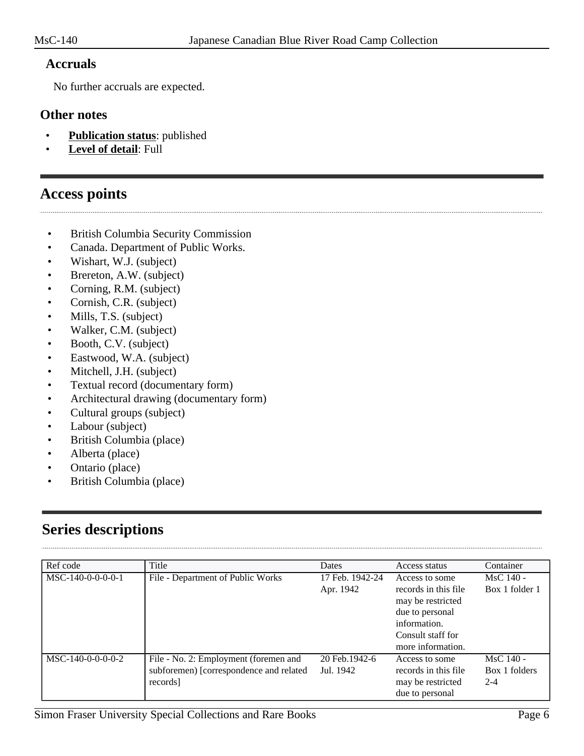### Accruals

No further accruals are expected.

### Other notes

- **Publication status**: published
- **Level of detail**: Full

## Access points

- British Columbia Security Commission
- Canada. Department of Public Works.
- Wishart, W.J. (subject)
- Brereton, A.W. (subject)
- Corning, R.M. (subject)
- Cornish, C.R. (subject)
- Mills, T.S. (subject)
- Walker, C.M. (subject)
- Booth, C.V. (subject)
- Eastwood, W.A. (subject)
- Mitchell, J.H. (subject)
- Textual record (documentary form)
- Architectural drawing (documentary form)
- Cultural groups (subject)
- Labour (subject)
- British Columbia (place)
- Alberta (place)
- Ontario (place)
- British Columbia (place)

## Series descriptions

| Ref code | Title | Dates | Access status | Container |
|---|---|---|---|---|
| MSC-140-0-0-0-0-1 | File - Department of Public Works | 17 Feb. 1942-24 Apr. 1942 | Access to some records in this file may be restricted due to personal information. Consult staff for more information. | MsC 140 - Box 1 folder 1 |
| MSC-140-0-0-0-0-2 | File - No. 2: Employment (foremen and subforemen) [correspondence and related records] | 20 Feb.1942-6 Jul. 1942 | Access to some records in this file may be restricted due to personal | MsC 140 - Box 1 folders 2-4 |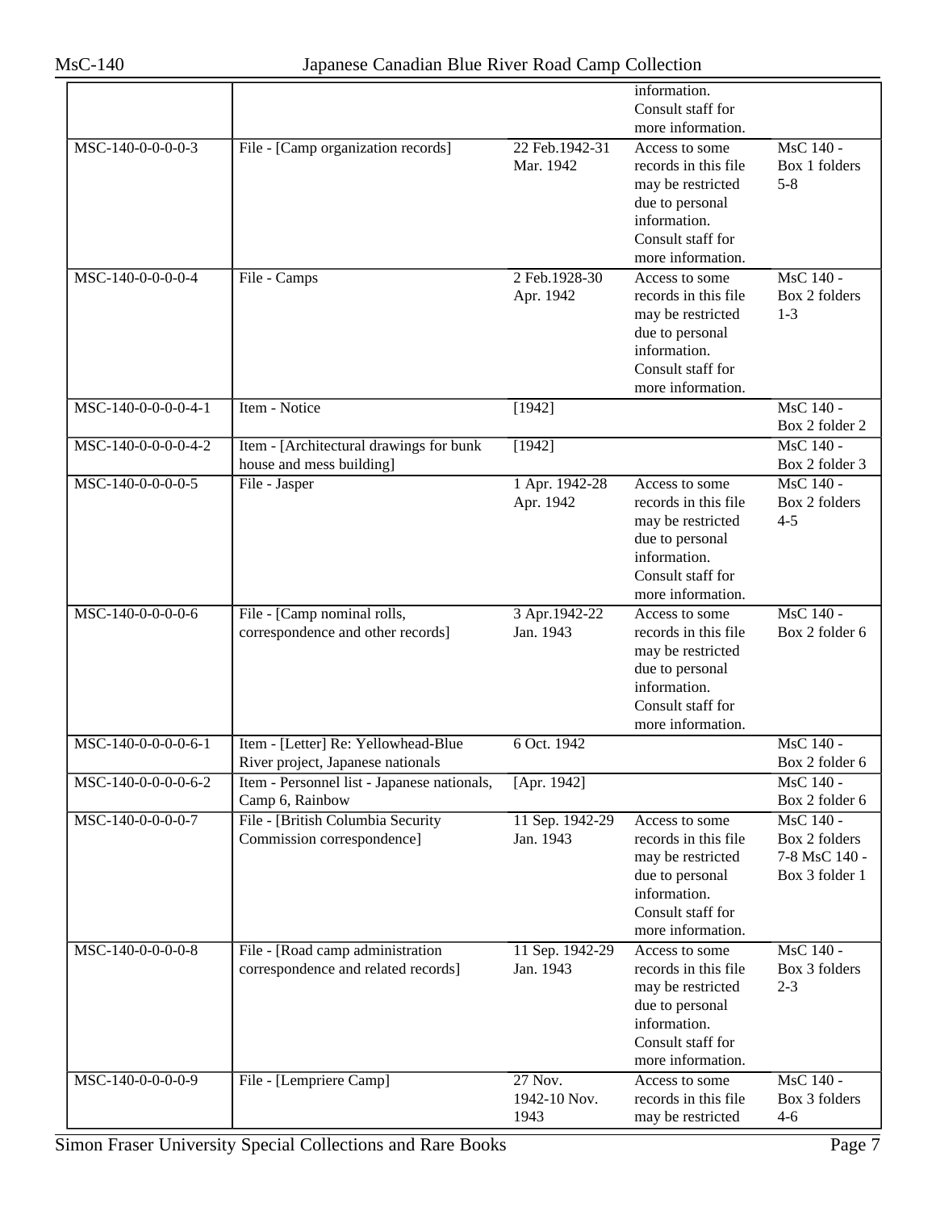| | | | information. Consult staff for more information. | |
|---|---|---|---|---|
| MSC-140-0-0-0-0-3 | File - [Camp organization records] | 22 Feb.1942-31 Mar. 1942 | Access to some records in this file may be restricted due to personal information. Consult staff for more information. | MsC 140 - Box 1 folders 5-8 |
| MSC-140-0-0-0-0-4 | File - Camps | 2 Feb.1928-30 Apr. 1942 | Access to some records in this file may be restricted due to personal information. Consult staff for more information. | MsC 140 - Box 2 folders 1-3 |
| MSC-140-0-0-0-0-4-1 | Item - Notice | [1942] | | MsC 140 - Box 2 folder 2 |
| MSC-140-0-0-0-0-4-2 | Item - [Architectural drawings for bunk house and mess building] | [1942] | | MsC 140 - Box 2 folder 3 |
| MSC-140-0-0-0-0-5 | File - Jasper | 1 Apr. 1942-28 Apr. 1942 | Access to some records in this file may be restricted due to personal information. Consult staff for more information. | MsC 140 - Box 2 folders 4-5 |
| MSC-140-0-0-0-0-6 | File - [Camp nominal rolls, correspondence and other records] | 3 Apr.1942-22 Jan. 1943 | Access to some records in this file may be restricted due to personal information. Consult staff for more information. | MsC 140 - Box 2 folder 6 |
| MSC-140-0-0-0-0-6-1 | Item - [Letter] Re: Yellowhead-Blue River project, Japanese nationals | 6 Oct. 1942 | | MsC 140 - Box 2 folder 6 |
| MSC-140-0-0-0-0-6-2 | Item - Personnel list - Japanese nationals, Camp 6, Rainbow | [Apr. 1942] | | MsC 140 - Box 2 folder 6 |
| MSC-140-0-0-0-0-7 | File - [British Columbia Security Commission correspondence] | 11 Sep. 1942-29 Jan. 1943 | Access to some records in this file may be restricted due to personal information. Consult staff for more information. | MsC 140 - Box 2 folders 7-8 MsC 140 - Box 3 folder 1 |
| MSC-140-0-0-0-0-8 | File - [Road camp administration correspondence and related records] | 11 Sep. 1942-29 Jan. 1943 | Access to some records in this file may be restricted due to personal information. Consult staff for more information. | MsC 140 - Box 3 folders 2-3 |
| MSC-140-0-0-0-0-9 | File - [Lempriere Camp] | 27 Nov. 1942-10 Nov. 1943 | Access to some records in this file may be restricted | MsC 140 - Box 3 folders 4-6 |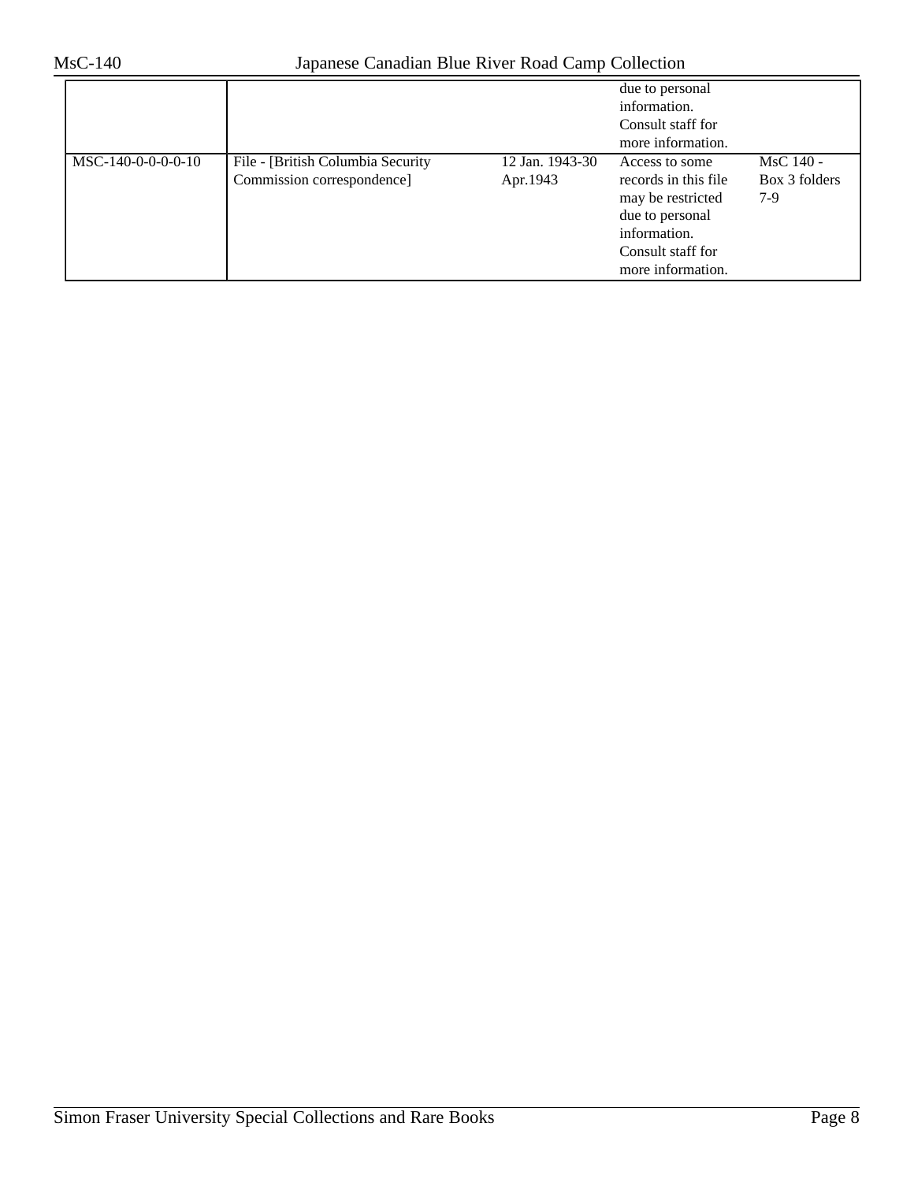| | | | | |
|---|---|---|---|---|
| | | | due to personal information. Consult staff for more information. | |
| MSC-140-0-0-0-0-10 | File - [British Columbia Security Commission correspondence] | 12 Jan. 1943-30 Apr.1943 | Access to some records in this file may be restricted due to personal information. Consult staff for more information. | MsC 140 - Box 3 folders 7-9 |